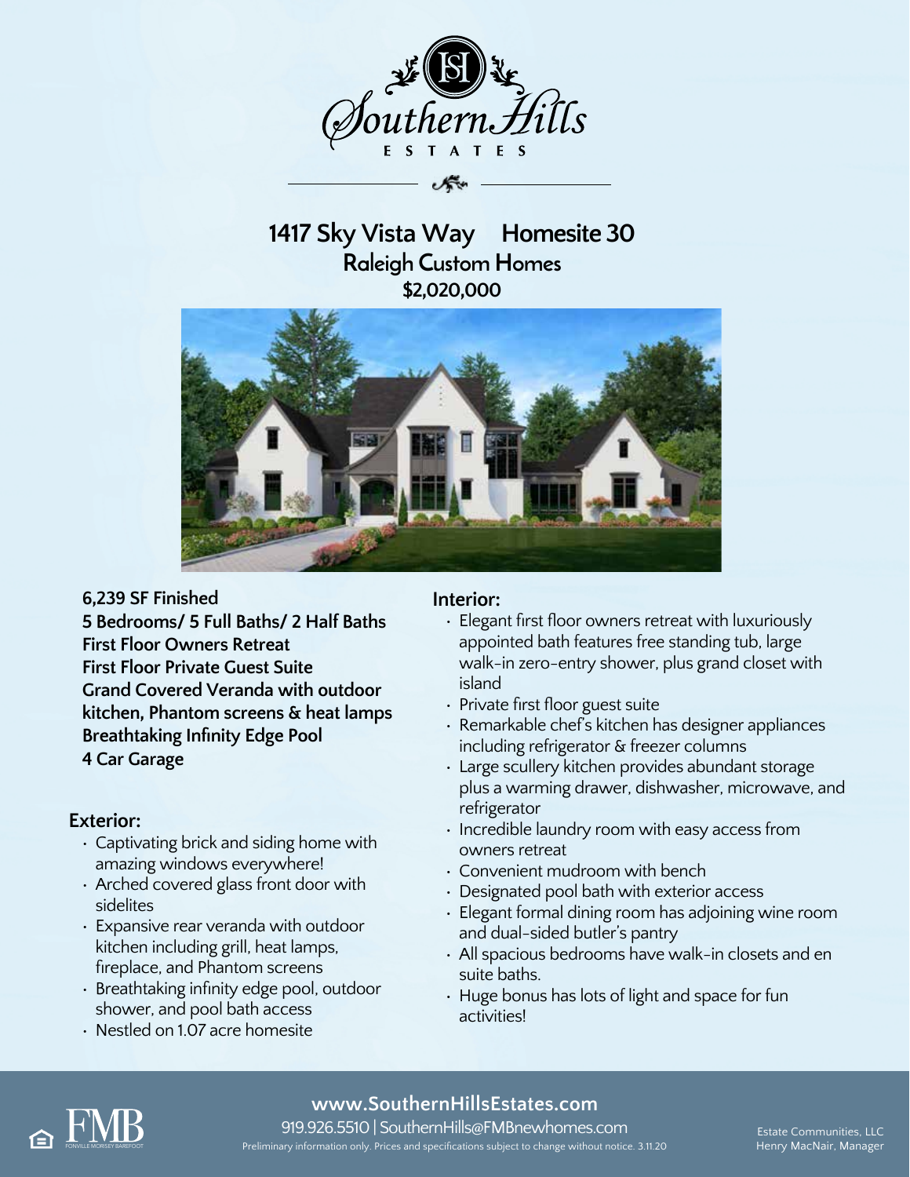# Southern Hills

ESTATES

## 1417 Sky Vista Way Homesite 30

### Raleigh Custom Homes

### $2,020,000

**6,239 SF Finished**
**5 Bedrooms/ 5 Full Baths/ 2 Half Baths**
**First Floor Owners Retreat**
**First Floor Private Guest Suite**
**Grand Covered Veranda with outdoor kitchen, Phantom screens & heat lamps**
**Breathtaking Infinity Edge Pool**
**4 Car Garage**

### Exterior:

- Captivating brick and siding home with amazing windows everywhere!
- Arched covered glass front door with sidelites
- Expansive rear veranda with outdoor kitchen including grill, heat lamps, fireplace, and Phantom screens
- Breathtaking infinity edge pool, outdoor shower, and pool bath access
- Nestled on 1.07 acre homesite

### Interior:

- Elegant first floor owners retreat with luxuriously appointed bath features free standing tub, large walk-in zero-entry shower, plus grand closet with island
- Private first floor guest suite
- Remarkable chef's kitchen has designer appliances including refrigerator & freezer columns
- Large scullery kitchen provides abundant storage plus a warming drawer, dishwasher, microwave, and refrigerator
- Incredible laundry room with easy access from owners retreat
- Convenient mudroom with bench
- Designated pool bath with exterior access
- Elegant formal dining room has adjoining wine room and dual-sided butler's pantry
- All spacious bedrooms have walk-in closets and en suite baths.
- Huge bonus has lots of light and space for fun activities!

**www.SouthernHillsEstates.com**

919.926.5510 | SouthernHills@FMBnewhomes.com

Preliminary information only. Prices and specifications subject to change without notice. 3.11.20

FMB FONVILLE MORISEY BAREFOOT

Estate Communities, LLC
Henry MacNair, Manager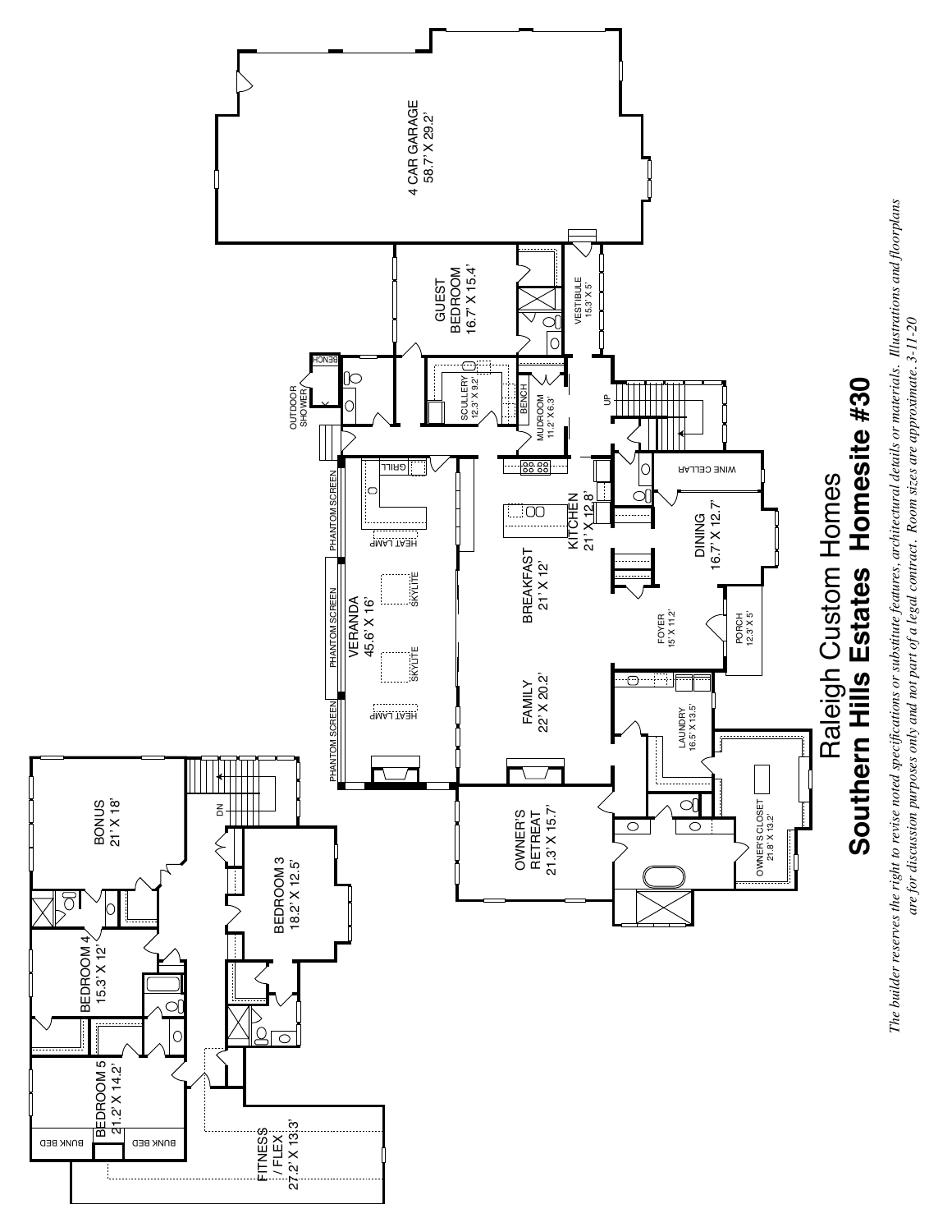4 CAR GARAGE
58.7' X 29.2'

GUEST
BEDROOM
16.7' X 15.4'

VESTIBULE
15.3' X 5'

OUTDOOR
SHOWER

BENCH

SCULLERY
12.3' X 9.2'

BENCH

MUDROOM
11.2' X 6.3'

UP

GRILL

PHANTOM SCREEN

HEAT LAMP

SKYLITE

VERANDA
45.6' X 16'

PHANTOM SCREEN

SKYLITE

PHANTOM SCREEN

HEAT LAMP

KITCHEN
21' X 12.8'

BREAKFAST
21' X 12'

FAMILY
22' X 20.2'

WINE CELLAR

DINING
16.7' X 12.7'

FOYER
15' X 11.2'

PORCH
12.3' X 5'

LAUNDRY
16.5' X 13.5'

OWNER'S
RETREAT
21.3' X 15.7'

OWNER'S CLOSET
21.8' X 13.2'

BONUS
21' X 18'

DN

BEDROOM 3
18.2' X 12.5'

BEDROOM 4
15.3' X 12'

BEDROOM 5
21.2' X 14.2'

BUNK BED

BUNK BED

FITNESS
/ FLEX
27.2' X 13.3'

Raleigh Custom Homes

**Southern Hills Estates Homesite #30**

*The builder reserves the right to revise noted specifications or substitute features, architectural details or materials. Illustrations and floorplans are for discussion purposes only and not part of a legal contract. Room sizes are approximate. 3-11-20*